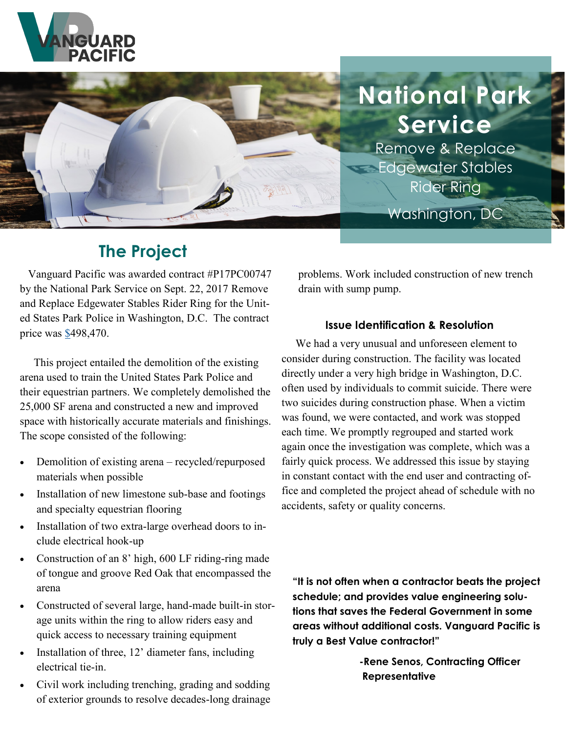VANGUARD PACIFIC

# National Park Service

Remove & Replace Edgewater Stables Rider Ring

Washington, DC

## The Project

Vanguard Pacific was awarded contract #P17PC00747 by the National Park Service on Sept. 22, 2017 Remove and Replace Edgewater Stables Rider Ring for the United States Park Police in Washington, D.C. The contract price was $498,470.

This project entailed the demolition of the existing arena used to train the United States Park Police and their equestrian partners. We completely demolished the 25,000 SF arena and constructed a new and improved space with historically accurate materials and finishings. The scope consisted of the following:

- Demolition of existing arena – recycled/repurposed materials when possible
- Installation of new limestone sub-base and footings and specialty equestrian flooring
- Installation of two extra-large overhead doors to include electrical hook-up
- Construction of an 8' high, 600 LF riding-ring made of tongue and groove Red Oak that encompassed the arena
- Constructed of several large, hand-made built-in storage units within the ring to allow riders easy and quick access to necessary training equipment
- Installation of three, 12' diameter fans, including electrical tie-in.
- Civil work including trenching, grading and sodding of exterior grounds to resolve decades-long drainage problems. Work included construction of new trench drain with sump pump.

### Issue Identification & Resolution

We had a very unusual and unforeseen element to consider during construction. The facility was located directly under a very high bridge in Washington, D.C. often used by individuals to commit suicide. There were two suicides during construction phase. When a victim was found, we were contacted, and work was stopped each time. We promptly regrouped and started work again once the investigation was complete, which was a fairly quick process. We addressed this issue by staying in constant contact with the end user and contracting office and completed the project ahead of schedule with no accidents, safety or quality concerns.

**"It is not often when a contractor beats the project schedule; and provides value engineering solutions that saves the Federal Government in some areas without additional costs. Vanguard Pacific is truly a Best Value contractor!"**

**-Rene Senos, Contracting Officer Representative**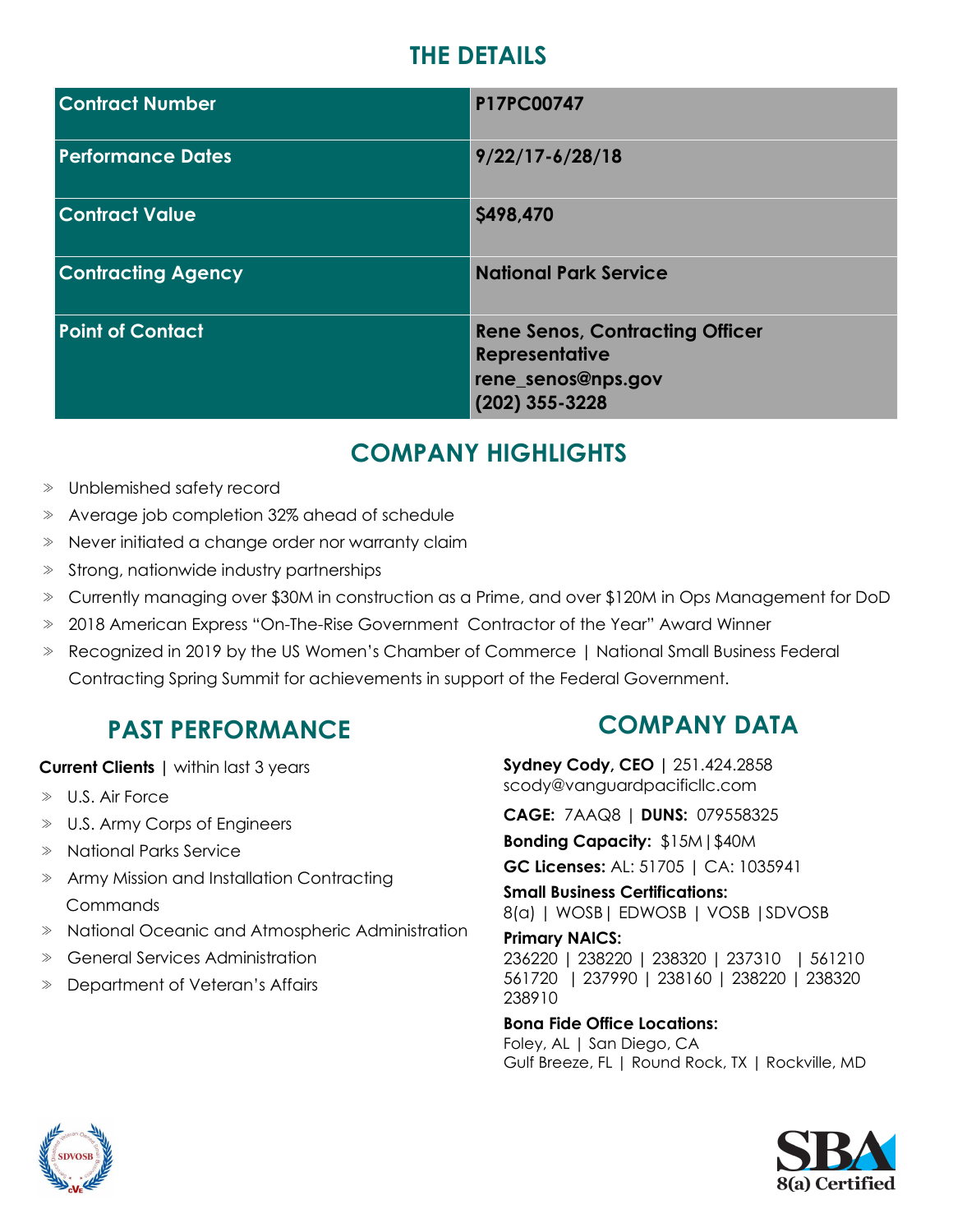## THE DETAILS

| | |
|---|---|
| Contract Number | P17PC00747 |
| Performance Dates | 9/22/17-6/28/18 |
| Contract Value | $498,470 |
| Contracting Agency | National Park Service |
| Point of Contact | Rene Senos, Contracting Officer Representative<br>rene_senos@nps.gov<br>(202) 355-3228 |

## COMPANY HIGHLIGHTS

- Unblemished safety record
- Average job completion 32% ahead of schedule
- Never initiated a change order nor warranty claim
- Strong, nationwide industry partnerships
- Currently managing over $30M in construction as a Prime, and over $120M in Ops Management for DoD
- 2018 American Express "On-The-Rise Government Contractor of the Year" Award Winner
- Recognized in 2019 by the US Women's Chamber of Commerce | National Small Business Federal Contracting Spring Summit for achievements in support of the Federal Government.

## PAST PERFORMANCE

**Current Clients** | within last 3 years

- U.S. Air Force
- U.S. Army Corps of Engineers
- National Parks Service
- Army Mission and Installation Contracting Commands
- National Oceanic and Atmospheric Administration
- General Services Administration
- Department of Veteran's Affairs

## COMPANY DATA

**Sydney Cody, CEO** | 251.424.2858
scody@vanguardpacificllc.com

**CAGE:** 7AAQ8 | **DUNS:** 079558325

**Bonding Capacity:** $15M|$40M

**GC Licenses:** AL: 51705 | CA: 1035941

**Small Business Certifications:**
8(a) | WOSB | EDWOSB | VOSB | SDVOSB

**Primary NAICS:**
236220 | 238220 | 238320 | 237310 | 561210
561720 | 237990 | 238160 | 238220 | 238320
238910

**Bona Fide Office Locations:**
Foley, AL | San Diego, CA
Gulf Breeze, FL | Round Rock, TX | Rockville, MD

SDVOSB

SBA 8(a) Certified